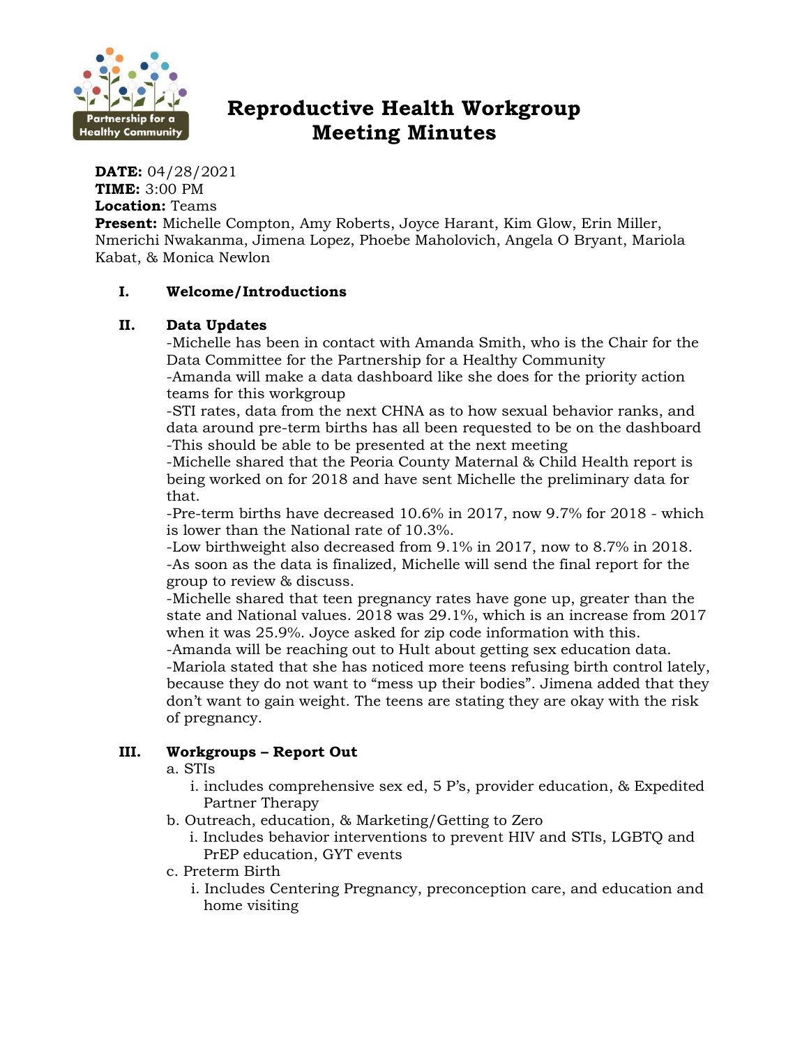# Reproductive Health Workgroup Meeting Minutes

**DATE:** 04/28/2021
**TIME:** 3:00 PM
**Location:** Teams
**Present:** Michelle Compton, Amy Roberts, Joyce Harant, Kim Glow, Erin Miller, Nmerichi Nwakanma, Jimena Lopez, Phoebe Maholovich, Angela O Bryant, Mariola Kabat, & Monica Newlon

## I. Welcome/Introductions

## II. Data Updates

-Michelle has been in contact with Amanda Smith, who is the Chair for the Data Committee for the Partnership for a Healthy Community
-Amanda will make a data dashboard like she does for the priority action teams for this workgroup
-STI rates, data from the next CHNA as to how sexual behavior ranks, and data around pre-term births has all been requested to be on the dashboard
-This should be able to be presented at the next meeting
-Michelle shared that the Peoria County Maternal & Child Health report is being worked on for 2018 and have sent Michelle the preliminary data for that.
-Pre-term births have decreased 10.6% in 2017, now 9.7% for 2018 - which is lower than the National rate of 10.3%.
-Low birthweight also decreased from 9.1% in 2017, now to 8.7% in 2018.
-As soon as the data is finalized, Michelle will send the final report for the group to review & discuss.
-Michelle shared that teen pregnancy rates have gone up, greater than the state and National values. 2018 was 29.1%, which is an increase from 2017 when it was 25.9%. Joyce asked for zip code information with this.
-Amanda will be reaching out to Hult about getting sex education data.
-Mariola stated that she has noticed more teens refusing birth control lately, because they do not want to "mess up their bodies". Jimena added that they don't want to gain weight. The teens are stating they are okay with the risk of pregnancy.

## III. Workgroups – Report Out

a. STIs
   i. includes comprehensive sex ed, 5 P's, provider education, & Expedited Partner Therapy
b. Outreach, education, & Marketing/Getting to Zero
   i. Includes behavior interventions to prevent HIV and STIs, LGBTQ and PrEP education, GYT events
c. Preterm Birth
   i. Includes Centering Pregnancy, preconception care, and education and home visiting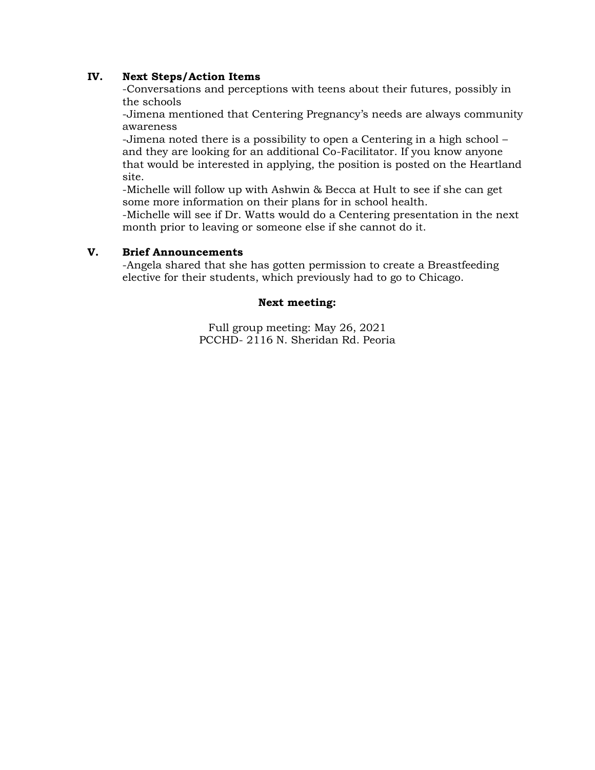## IV. Next Steps/Action Items

-Conversations and perceptions with teens about their futures, possibly in the schools

-Jimena mentioned that Centering Pregnancy's needs are always community awareness

-Jimena noted there is a possibility to open a Centering in a high school – and they are looking for an additional Co-Facilitator. If you know anyone that would be interested in applying, the position is posted on the Heartland site.

-Michelle will follow up with Ashwin & Becca at Hult to see if she can get some more information on their plans for in school health.

-Michelle will see if Dr. Watts would do a Centering presentation in the next month prior to leaving or someone else if she cannot do it.

## V. Brief Announcements

-Angela shared that she has gotten permission to create a Breastfeeding elective for their students, which previously had to go to Chicago.

**Next meeting:**

Full group meeting: May 26, 2021
PCCHD- 2116 N. Sheridan Rd. Peoria